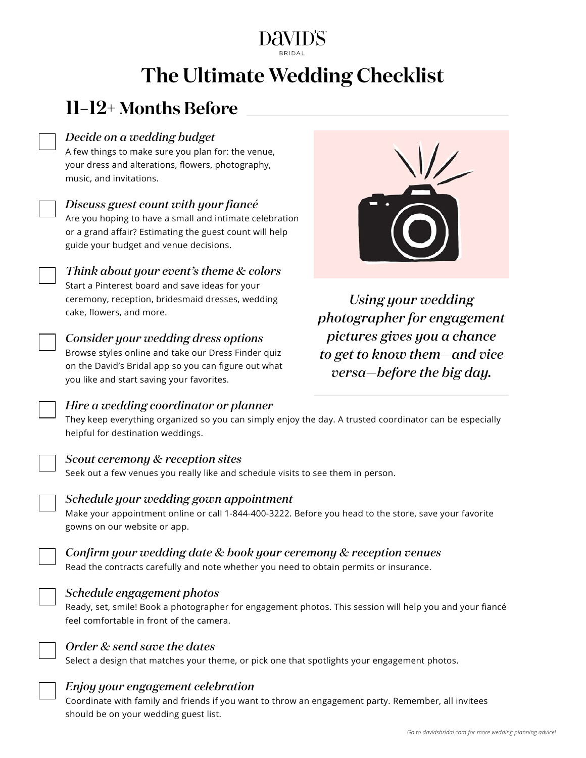DAVID'S BRIDAL

# The Ultimate Wedding Checklist

## 11–12+ Months Before

- [ ] ***Decide on a wedding budget***
  A few things to make sure you plan for: the venue, your dress and alterations, flowers, photography, music, and invitations.

- [ ] ***Discuss guest count with your fiancé***
  Are you hoping to have a small and intimate celebration or a grand affair? Estimating the guest count will help guide your budget and venue decisions.

- [ ] ***Think about your event's theme & colors***
  Start a Pinterest board and save ideas for your ceremony, reception, bridesmaid dresses, wedding cake, flowers, and more.

- [ ] ***Consider your wedding dress options***
  Browse styles online and take our Dress Finder quiz on the David's Bridal app so you can figure out what you like and start saving your favorites.

*Using your wedding photographer for engagement pictures gives you a chance to get to know them—and vice versa—before the big day.*

- [ ] ***Hire a wedding coordinator or planner***
  They keep everything organized so you can simply enjoy the day. A trusted coordinator can be especially helpful for destination weddings.

- [ ] ***Scout ceremony & reception sites***
  Seek out a few venues you really like and schedule visits to see them in person.

- [ ] ***Schedule your wedding gown appointment***
  Make your appointment online or call 1-844-400-3222. Before you head to the store, save your favorite gowns on our website or app.

- [ ] ***Confirm your wedding date & book your ceremony & reception venues***
  Read the contracts carefully and note whether you need to obtain permits or insurance.

- [ ] ***Schedule engagement photos***
  Ready, set, smile! Book a photographer for engagement photos. This session will help you and your fiancé feel comfortable in front of the camera.

- [ ] ***Order & send save the dates***
  Select a design that matches your theme, or pick one that spotlights your engagement photos.

- [ ] ***Enjoy your engagement celebration***
  Coordinate with family and friends if you want to throw an engagement party. Remember, all invitees should be on your wedding guest list.

*Go to davidsbridal.com for more wedding planning advice!*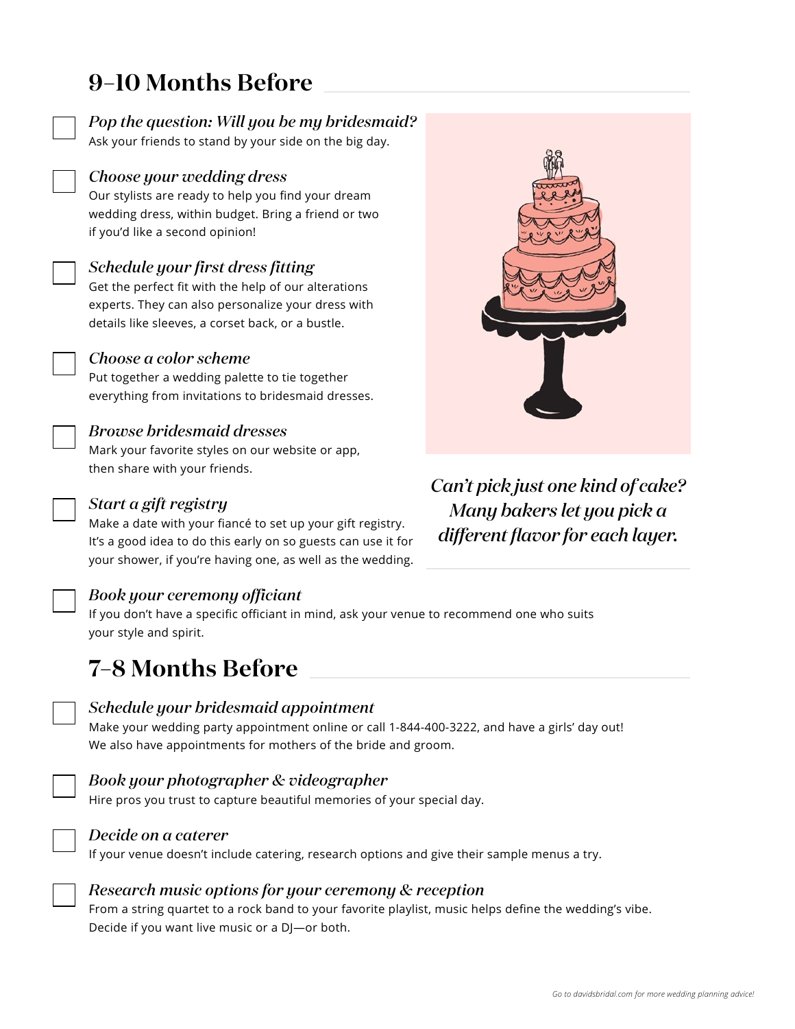## 9–10 Months Before

- [ ] ***Pop the question: Will you be my bridesmaid?***
  Ask your friends to stand by your side on the big day.

- [ ] ***Choose your wedding dress***
  Our stylists are ready to help you find your dream wedding dress, within budget. Bring a friend or two if you'd like a second opinion!

- [ ] ***Schedule your first dress fitting***
  Get the perfect fit with the help of our alterations experts. They can also personalize your dress with details like sleeves, a corset back, or a bustle.

- [ ] ***Choose a color scheme***
  Put together a wedding palette to tie together everything from invitations to bridesmaid dresses.

- [ ] ***Browse bridesmaid dresses***
  Mark your favorite styles on our website or app, then share with your friends.

- [ ] ***Start a gift registry***
  Make a date with your fiancé to set up your gift registry. It's a good idea to do this early on so guests can use it for your shower, if you're having one, as well as the wedding.

- [ ] ***Book your ceremony officiant***
  If you don't have a specific officiant in mind, ask your venue to recommend one who suits your style and spirit.

*Can't pick just one kind of cake? Many bakers let you pick a different flavor for each layer.*

## 7–8 Months Before

- [ ] ***Schedule your bridesmaid appointment***
  Make your wedding party appointment online or call 1-844-400-3222, and have a girls' day out! We also have appointments for mothers of the bride and groom.

- [ ] ***Book your photographer & videographer***
  Hire pros you trust to capture beautiful memories of your special day.

- [ ] ***Decide on a caterer***
  If your venue doesn't include catering, research options and give their sample menus a try.

- [ ] ***Research music options for your ceremony & reception***
  From a string quartet to a rock band to your favorite playlist, music helps define the wedding's vibe. Decide if you want live music or a DJ—or both.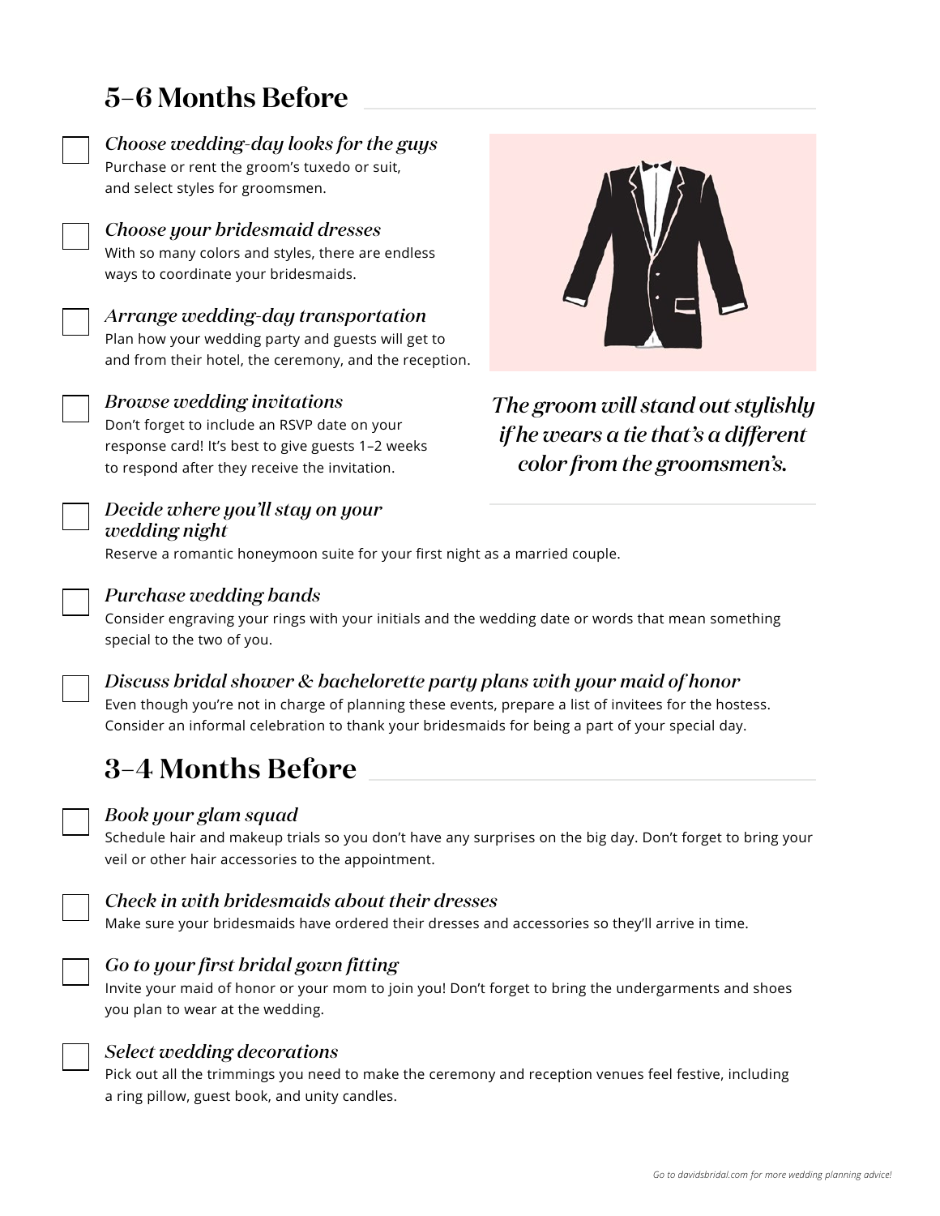## 5–6 Months Before

- [ ] ***Choose wedding-day looks for the guys***
  Purchase or rent the groom's tuxedo or suit, and select styles for groomsmen.

- [ ] ***Choose your bridesmaid dresses***
  With so many colors and styles, there are endless ways to coordinate your bridesmaids.

- [ ] ***Arrange wedding-day transportation***
  Plan how your wedding party and guests will get to and from their hotel, the ceremony, and the reception.

- [ ] ***Browse wedding invitations***
  Don't forget to include an RSVP date on your response card! It's best to give guests 1–2 weeks to respond after they receive the invitation.

*The groom will stand out stylishly if he wears a tie that's a different color from the groomsmen's.*

- [ ] ***Decide where you'll stay on your wedding night***
  Reserve a romantic honeymoon suite for your first night as a married couple.

- [ ] ***Purchase wedding bands***
  Consider engraving your rings with your initials and the wedding date or words that mean something special to the two of you.

- [ ] ***Discuss bridal shower & bachelorette party plans with your maid of honor***
  Even though you're not in charge of planning these events, prepare a list of invitees for the hostess. Consider an informal celebration to thank your bridesmaids for being a part of your special day.

## 3–4 Months Before

- [ ] ***Book your glam squad***
  Schedule hair and makeup trials so you don't have any surprises on the big day. Don't forget to bring your veil or other hair accessories to the appointment.

- [ ] ***Check in with bridesmaids about their dresses***
  Make sure your bridesmaids have ordered their dresses and accessories so they'll arrive in time.

- [ ] ***Go to your first bridal gown fitting***
  Invite your maid of honor or your mom to join you! Don't forget to bring the undergarments and shoes you plan to wear at the wedding.

- [ ] ***Select wedding decorations***
  Pick out all the trimmings you need to make the ceremony and reception venues feel festive, including a ring pillow, guest book, and unity candles.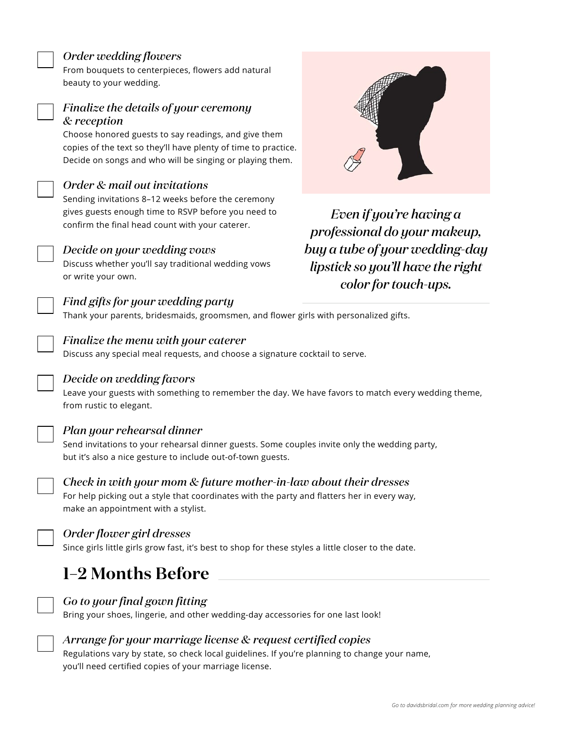- [ ] *Order wedding flowers*
  From bouquets to centerpieces, flowers add natural beauty to your wedding.

- [ ] *Finalize the details of your ceremony & reception*
  Choose honored guests to say readings, and give them copies of the text so they'll have plenty of time to practice. Decide on songs and who will be singing or playing them.

- [ ] *Order & mail out invitations*
  Sending invitations 8–12 weeks before the ceremony gives guests enough time to RSVP before you need to confirm the final head count with your caterer.

- [ ] *Decide on your wedding vows*
  Discuss whether you'll say traditional wedding vows or write your own.

*Even if you're having a professional do your makeup, buy a tube of your wedding-day lipstick so you'll have the right color for touch-ups.*

- [ ] *Find gifts for your wedding party*
  Thank your parents, bridesmaids, groomsmen, and flower girls with personalized gifts.

- [ ] *Finalize the menu with your caterer*
  Discuss any special meal requests, and choose a signature cocktail to serve.

- [ ] *Decide on wedding favors*
  Leave your guests with something to remember the day. We have favors to match every wedding theme, from rustic to elegant.

- [ ] *Plan your rehearsal dinner*
  Send invitations to your rehearsal dinner guests. Some couples invite only the wedding party, but it's also a nice gesture to include out-of-town guests.

- [ ] *Check in with your mom & future mother-in-law about their dresses*
  For help picking out a style that coordinates with the party and flatters her in every way, make an appointment with a stylist.

- [ ] *Order flower girl dresses*
  Since girls little girls grow fast, it's best to shop for these styles a little closer to the date.

## 1–2 Months Before

- [ ] *Go to your final gown fitting*
  Bring your shoes, lingerie, and other wedding-day accessories for one last look!

- [ ] *Arrange for your marriage license & request certified copies*
  Regulations vary by state, so check local guidelines. If you're planning to change your name, you'll need certified copies of your marriage license.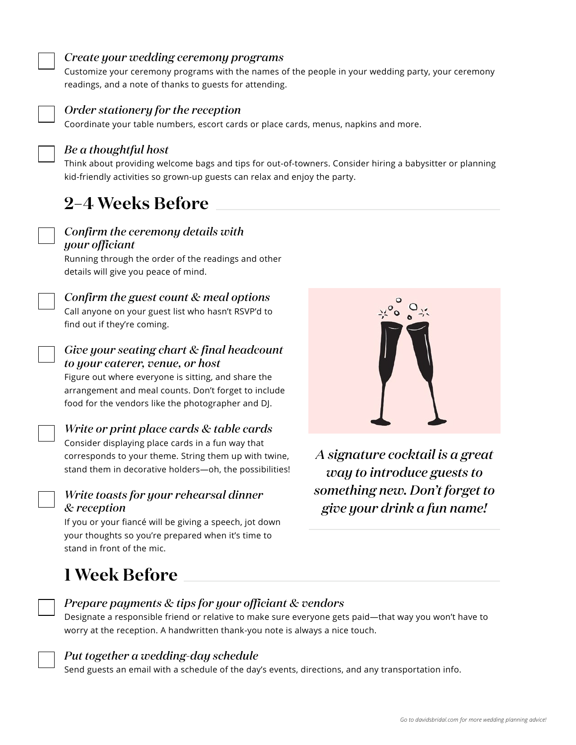- [ ] *Create your wedding ceremony programs*
  Customize your ceremony programs with the names of the people in your wedding party, your ceremony readings, and a note of thanks to guests for attending.

- [ ] *Order stationery for the reception*
  Coordinate your table numbers, escort cards or place cards, menus, napkins and more.

- [ ] *Be a thoughtful host*
  Think about providing welcome bags and tips for out-of-towners. Consider hiring a babysitter or planning kid-friendly activities so grown-up guests can relax and enjoy the party.

## 2–4 Weeks Before

- [ ] *Confirm the ceremony details with your officiant*
  Running through the order of the readings and other details will give you peace of mind.

- [ ] *Confirm the guest count & meal options*
  Call anyone on your guest list who hasn't RSVP'd to find out if they're coming.

- [ ] *Give your seating chart & final headcount to your caterer, venue, or host*
  Figure out where everyone is sitting, and share the arrangement and meal counts. Don't forget to include food for the vendors like the photographer and DJ.

- [ ] *Write or print place cards & table cards*
  Consider displaying place cards in a fun way that corresponds to your theme. String them up with twine, stand them in decorative holders—oh, the possibilities!

- [ ] *Write toasts for your rehearsal dinner & reception*
  If you or your fiancé will be giving a speech, jot down your thoughts so you're prepared when it's time to stand in front of the mic.

*A signature cocktail is a great way to introduce guests to something new. Don't forget to give your drink a fun name!*

## 1 Week Before

- [ ] *Prepare payments & tips for your officiant & vendors*
  Designate a responsible friend or relative to make sure everyone gets paid—that way you won't have to worry at the reception. A handwritten thank-you note is always a nice touch.

- [ ] *Put together a wedding-day schedule*
  Send guests an email with a schedule of the day's events, directions, and any transportation info.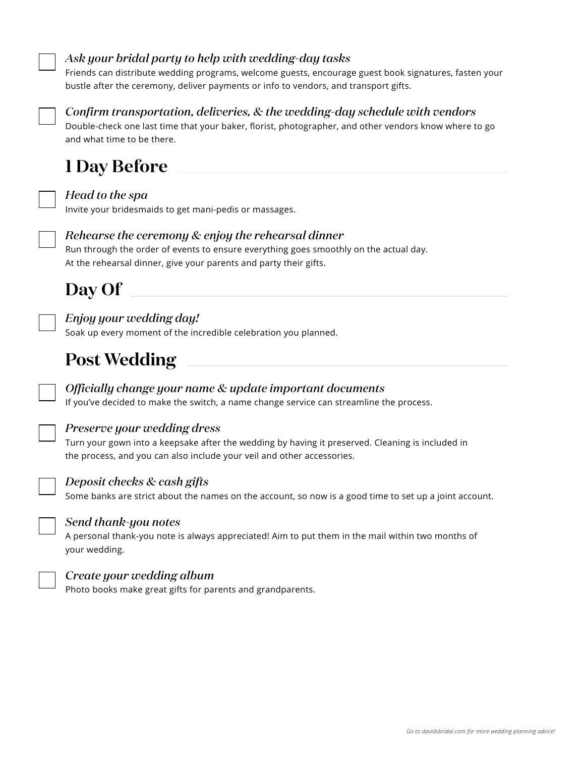- [ ] *Ask your bridal party to help with wedding-day tasks*
  Friends can distribute wedding programs, welcome guests, encourage guest book signatures, fasten your bustle after the ceremony, deliver payments or info to vendors, and transport gifts.

- [ ] *Confirm transportation, deliveries, & the wedding-day schedule with vendors*
  Double-check one last time that your baker, florist, photographer, and other vendors know where to go and what time to be there.

## 1 Day Before

- [ ] *Head to the spa*
  Invite your bridesmaids to get mani-pedis or massages.

- [ ] *Rehearse the ceremony & enjoy the rehearsal dinner*
  Run through the order of events to ensure everything goes smoothly on the actual day.
  At the rehearsal dinner, give your parents and party their gifts.

## Day Of

- [ ] *Enjoy your wedding day!*
  Soak up every moment of the incredible celebration you planned.

## Post Wedding

- [ ] *Officially change your name & update important documents*
  If you've decided to make the switch, a name change service can streamline the process.

- [ ] *Preserve your wedding dress*
  Turn your gown into a keepsake after the wedding by having it preserved. Cleaning is included in the process, and you can also include your veil and other accessories.

- [ ] *Deposit checks & cash gifts*
  Some banks are strict about the names on the account, so now is a good time to set up a joint account.

- [ ] *Send thank-you notes*
  A personal thank-you note is always appreciated! Aim to put them in the mail within two months of your wedding.

- [ ] *Create your wedding album*
  Photo books make great gifts for parents and grandparents.

*Go to davidsbridal.com for more wedding planning advice!*